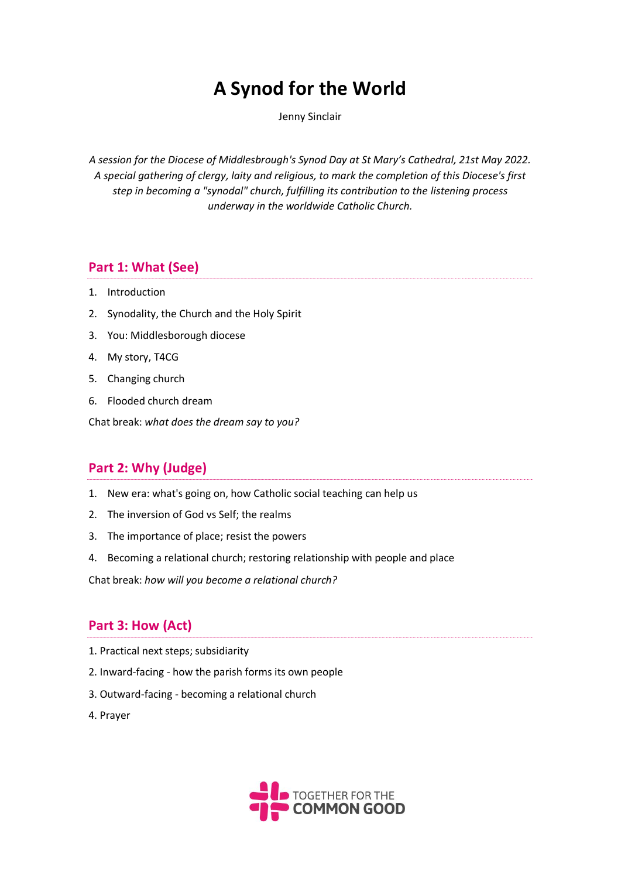# A Synod for the World

Jenny Sinclair

*A session for the Diocese of Middlesbrough's Synod Day at St Mary's Cathedral, 21st May 2022. A special gathering of clergy, laity and religious, to mark the completion of this Diocese's first step in becoming a "synodal" church, fulfilling its contribution to the listening process underway in the worldwide Catholic Church.*

## Part 1: What (See)

1. Introduction
2. Synodality, the Church and the Holy Spirit
3. You: Middlesborough diocese
4. My story, T4CG
5. Changing church
6. Flooded church dream

Chat break: *what does the dream say to you?*

## Part 2: Why (Judge)

1. New era: what's going on, how Catholic social teaching can help us
2. The inversion of God vs Self; the realms
3. The importance of place; resist the powers
4. Becoming a relational church; restoring relationship with people and place

Chat break: *how will you become a relational church?*

## Part 3: How (Act)

1. Practical next steps; subsidiarity
2. Inward-facing - how the parish forms its own people
3. Outward-facing - becoming a relational church
4. Prayer

TOGETHER FOR THE COMMON GOOD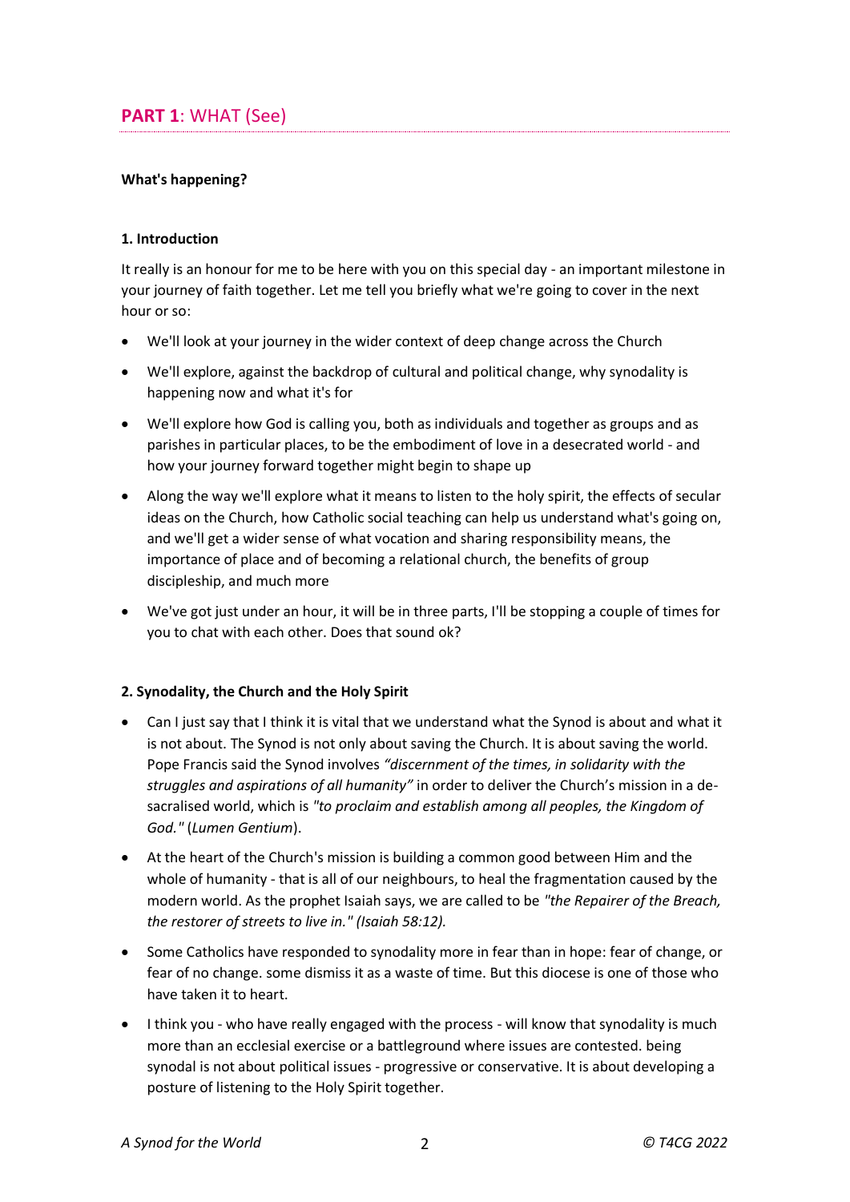## **PART 1**: WHAT (See)

**What's happening?**

**1. Introduction**

It really is an honour for me to be here with you on this special day - an important milestone in your journey of faith together. Let me tell you briefly what we're going to cover in the next hour or so:

- We'll look at your journey in the wider context of deep change across the Church
- We'll explore, against the backdrop of cultural and political change, why synodality is happening now and what it's for
- We'll explore how God is calling you, both as individuals and together as groups and as parishes in particular places, to be the embodiment of love in a desecrated world - and how your journey forward together might begin to shape up
- Along the way we'll explore what it means to listen to the holy spirit, the effects of secular ideas on the Church, how Catholic social teaching can help us understand what's going on, and we'll get a wider sense of what vocation and sharing responsibility means, the importance of place and of becoming a relational church, the benefits of group discipleship, and much more
- We've got just under an hour, it will be in three parts, I'll be stopping a couple of times for you to chat with each other. Does that sound ok?

**2. Synodality, the Church and the Holy Spirit**

- Can I just say that I think it is vital that we understand what the Synod is about and what it is not about. The Synod is not only about saving the Church. It is about saving the world. Pope Francis said the Synod involves *"discernment of the times, in solidarity with the struggles and aspirations of all humanity"* in order to deliver the Church's mission in a de-sacralised world, which is *"to proclaim and establish among all peoples, the Kingdom of God."* (*Lumen Gentium*).
- At the heart of the Church's mission is building a common good between Him and the whole of humanity - that is all of our neighbours, to heal the fragmentation caused by the modern world. As the prophet Isaiah says, we are called to be *"the Repairer of the Breach, the restorer of streets to live in." (Isaiah 58:12).*
- Some Catholics have responded to synodality more in fear than in hope: fear of change, or fear of no change. some dismiss it as a waste of time. But this diocese is one of those who have taken it to heart.
- I think you - who have really engaged with the process - will know that synodality is much more than an ecclesial exercise or a battleground where issues are contested. being synodal is not about political issues - progressive or conservative. It is about developing a posture of listening to the Holy Spirit together.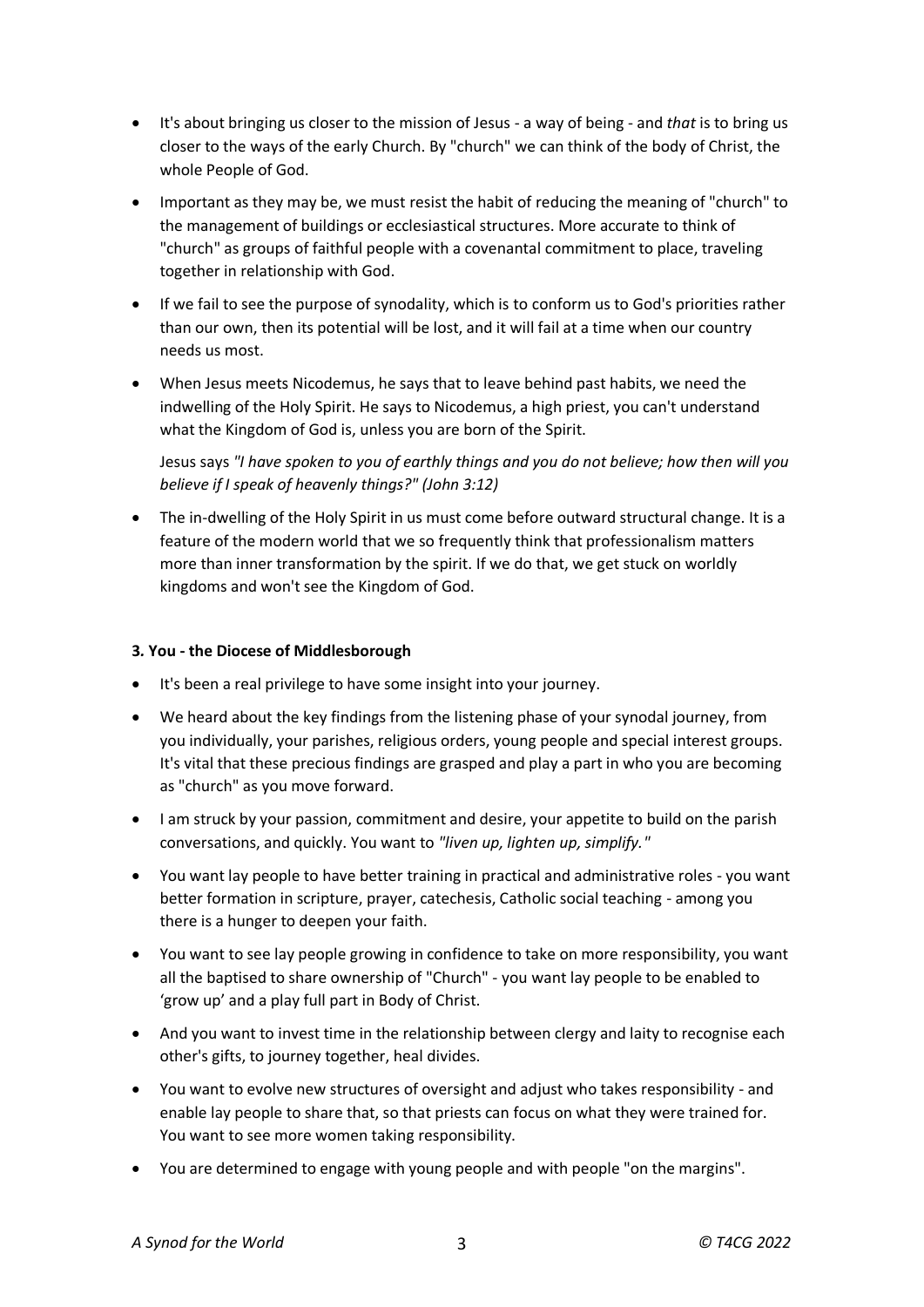- It's about bringing us closer to the mission of Jesus - a way of being - and *that* is to bring us closer to the ways of the early Church. By "church" we can think of the body of Christ, the whole People of God.

- Important as they may be, we must resist the habit of reducing the meaning of "church" to the management of buildings or ecclesiastical structures. More accurate to think of "church" as groups of faithful people with a covenantal commitment to place, traveling together in relationship with God.

- If we fail to see the purpose of synodality, which is to conform us to God's priorities rather than our own, then its potential will be lost, and it will fail at a time when our country needs us most.

- When Jesus meets Nicodemus, he says that to leave behind past habits, we need the indwelling of the Holy Spirit. He says to Nicodemus, a high priest, you can't understand what the Kingdom of God is, unless you are born of the Spirit.

  Jesus says *"I have spoken to you of earthly things and you do not believe; how then will you believe if I speak of heavenly things?" (John 3:12)*

- The in-dwelling of the Holy Spirit in us must come before outward structural change. It is a feature of the modern world that we so frequently think that professionalism matters more than inner transformation by the spirit. If we do that, we get stuck on worldly kingdoms and won't see the Kingdom of God.

**3. You - the Diocese of Middlesborough**

- It's been a real privilege to have some insight into your journey.

- We heard about the key findings from the listening phase of your synodal journey, from you individually, your parishes, religious orders, young people and special interest groups. It's vital that these precious findings are grasped and play a part in who you are becoming as "church" as you move forward.

- I am struck by your passion, commitment and desire, your appetite to build on the parish conversations, and quickly. You want to *"liven up, lighten up, simplify."*

- You want lay people to have better training in practical and administrative roles - you want better formation in scripture, prayer, catechesis, Catholic social teaching - among you there is a hunger to deepen your faith.

- You want to see lay people growing in confidence to take on more responsibility, you want all the baptised to share ownership of "Church" - you want lay people to be enabled to 'grow up' and a play full part in Body of Christ.

- And you want to invest time in the relationship between clergy and laity to recognise each other's gifts, to journey together, heal divides.

- You want to evolve new structures of oversight and adjust who takes responsibility - and enable lay people to share that, so that priests can focus on what they were trained for. You want to see more women taking responsibility.

- You are determined to engage with young people and with people "on the margins".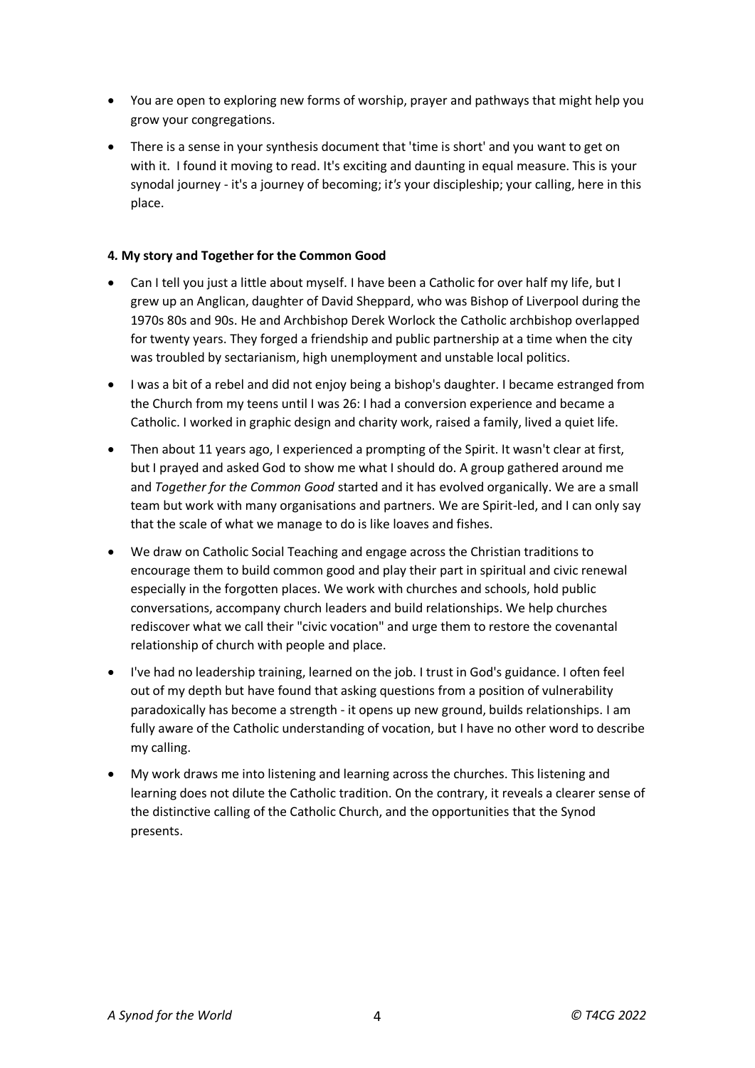- You are open to exploring new forms of worship, prayer and pathways that might help you grow your congregations.
- There is a sense in your synthesis document that 'time is short' and you want to get on with it. I found it moving to read. It's exciting and daunting in equal measure. This is your synodal journey - it's a journey of becoming; i*t's* your discipleship; your calling, here in this place.

**4. My story and Together for the Common Good**

- Can I tell you just a little about myself. I have been a Catholic for over half my life, but I grew up an Anglican, daughter of David Sheppard, who was Bishop of Liverpool during the 1970s 80s and 90s. He and Archbishop Derek Worlock the Catholic archbishop overlapped for twenty years. They forged a friendship and public partnership at a time when the city was troubled by sectarianism, high unemployment and unstable local politics.
- I was a bit of a rebel and did not enjoy being a bishop's daughter. I became estranged from the Church from my teens until I was 26: I had a conversion experience and became a Catholic. I worked in graphic design and charity work, raised a family, lived a quiet life.
- Then about 11 years ago, I experienced a prompting of the Spirit. It wasn't clear at first, but I prayed and asked God to show me what I should do. A group gathered around me and *Together for the Common Good* started and it has evolved organically. We are a small team but work with many organisations and partners. We are Spirit-led, and I can only say that the scale of what we manage to do is like loaves and fishes.
- We draw on Catholic Social Teaching and engage across the Christian traditions to encourage them to build common good and play their part in spiritual and civic renewal especially in the forgotten places. We work with churches and schools, hold public conversations, accompany church leaders and build relationships. We help churches rediscover what we call their "civic vocation" and urge them to restore the covenantal relationship of church with people and place.
- I've had no leadership training, learned on the job. I trust in God's guidance. I often feel out of my depth but have found that asking questions from a position of vulnerability paradoxically has become a strength - it opens up new ground, builds relationships. I am fully aware of the Catholic understanding of vocation, but I have no other word to describe my calling.
- My work draws me into listening and learning across the churches. This listening and learning does not dilute the Catholic tradition. On the contrary, it reveals a clearer sense of the distinctive calling of the Catholic Church, and the opportunities that the Synod presents.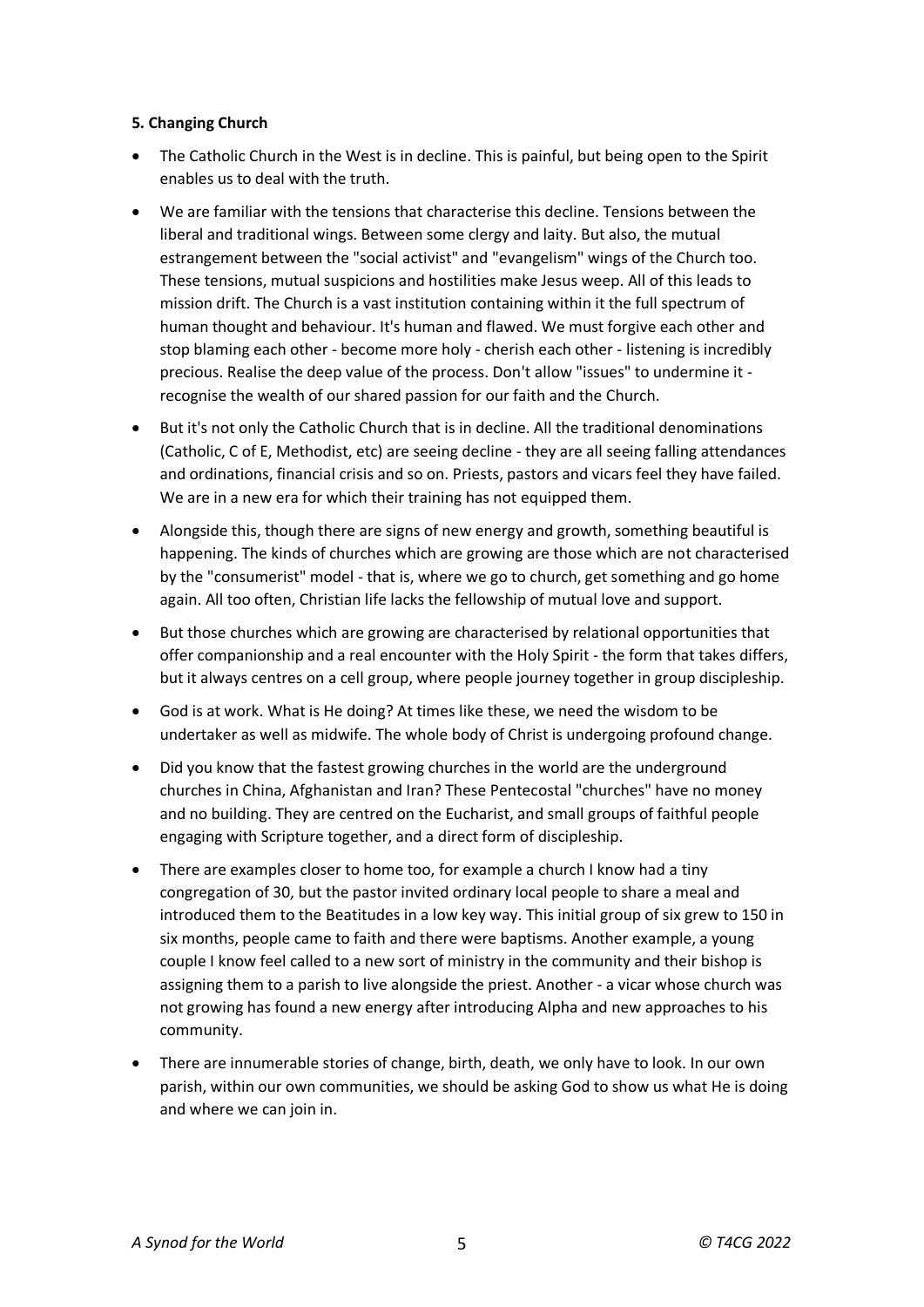**5. Changing Church**

- The Catholic Church in the West is in decline. This is painful, but being open to the Spirit enables us to deal with the truth.
- We are familiar with the tensions that characterise this decline. Tensions between the liberal and traditional wings. Between some clergy and laity. But also, the mutual estrangement between the "social activist" and "evangelism" wings of the Church too. These tensions, mutual suspicions and hostilities make Jesus weep. All of this leads to mission drift. The Church is a vast institution containing within it the full spectrum of human thought and behaviour. It's human and flawed. We must forgive each other and stop blaming each other - become more holy - cherish each other - listening is incredibly precious. Realise the deep value of the process. Don't allow "issues" to undermine it - recognise the wealth of our shared passion for our faith and the Church.
- But it's not only the Catholic Church that is in decline. All the traditional denominations (Catholic, C of E, Methodist, etc) are seeing decline - they are all seeing falling attendances and ordinations, financial crisis and so on. Priests, pastors and vicars feel they have failed. We are in a new era for which their training has not equipped them.
- Alongside this, though there are signs of new energy and growth, something beautiful is happening. The kinds of churches which are growing are those which are not characterised by the "consumerist" model - that is, where we go to church, get something and go home again. All too often, Christian life lacks the fellowship of mutual love and support.
- But those churches which are growing are characterised by relational opportunities that offer companionship and a real encounter with the Holy Spirit - the form that takes differs, but it always centres on a cell group, where people journey together in group discipleship.
- God is at work. What is He doing? At times like these, we need the wisdom to be undertaker as well as midwife. The whole body of Christ is undergoing profound change.
- Did you know that the fastest growing churches in the world are the underground churches in China, Afghanistan and Iran? These Pentecostal "churches" have no money and no building. They are centred on the Eucharist, and small groups of faithful people engaging with Scripture together, and a direct form of discipleship.
- There are examples closer to home too, for example a church I know had a tiny congregation of 30, but the pastor invited ordinary local people to share a meal and introduced them to the Beatitudes in a low key way. This initial group of six grew to 150 in six months, people came to faith and there were baptisms. Another example, a young couple I know feel called to a new sort of ministry in the community and their bishop is assigning them to a parish to live alongside the priest. Another - a vicar whose church was not growing has found a new energy after introducing Alpha and new approaches to his community.
- There are innumerable stories of change, birth, death, we only have to look. In our own parish, within our own communities, we should be asking God to show us what He is doing and where we can join in.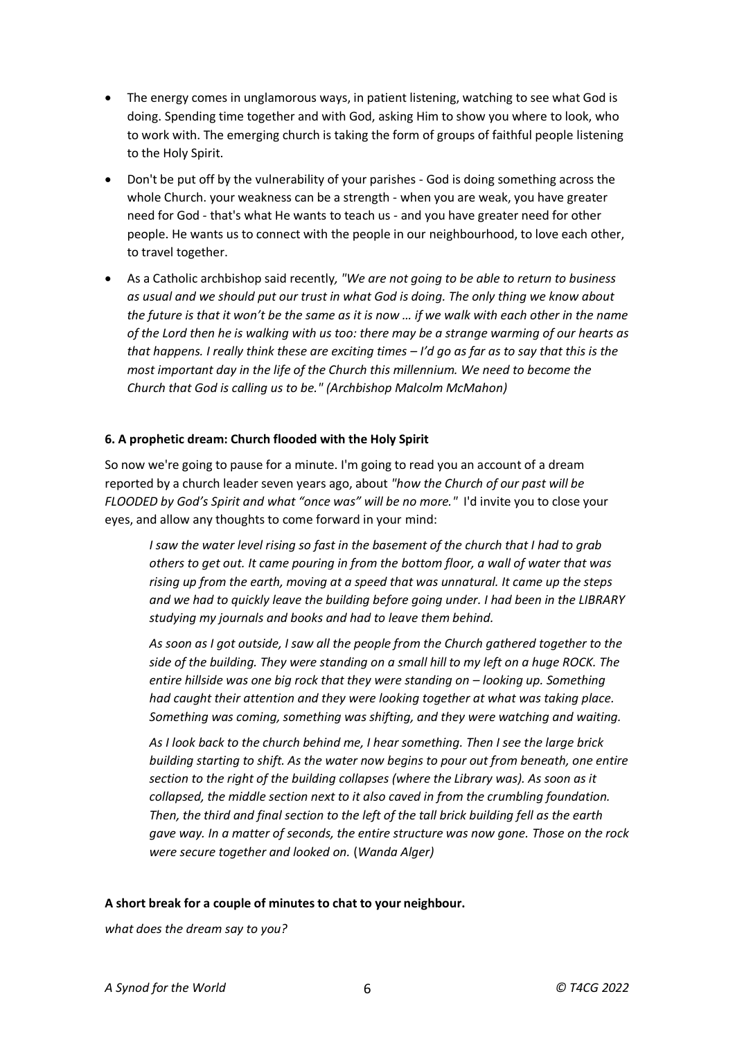- The energy comes in unglamorous ways, in patient listening, watching to see what God is doing. Spending time together and with God, asking Him to show you where to look, who to work with. The emerging church is taking the form of groups of faithful people listening to the Holy Spirit.
- Don't be put off by the vulnerability of your parishes - God is doing something across the whole Church. your weakness can be a strength - when you are weak, you have greater need for God - that's what He wants to teach us - and you have greater need for other people. He wants us to connect with the people in our neighbourhood, to love each other, to travel together.
- As a Catholic archbishop said recently*, "We are not going to be able to return to business as usual and we should put our trust in what God is doing. The only thing we know about the future is that it won't be the same as it is now … if we walk with each other in the name of the Lord then he is walking with us too: there may be a strange warming of our hearts as that happens. I really think these are exciting times – I'd go as far as to say that this is the most important day in the life of the Church this millennium. We need to become the Church that God is calling us to be." (Archbishop Malcolm McMahon)*

**6. A prophetic dream: Church flooded with the Holy Spirit**

So now we're going to pause for a minute. I'm going to read you an account of a dream reported by a church leader seven years ago, about *"how the Church of our past will be FLOODED by God's Spirit and what "once was" will be no more."* I'd invite you to close your eyes, and allow any thoughts to come forward in your mind:

> *I saw the water level rising so fast in the basement of the church that I had to grab others to get out. It came pouring in from the bottom floor, a wall of water that was rising up from the earth, moving at a speed that was unnatural. It came up the steps and we had to quickly leave the building before going under. I had been in the LIBRARY studying my journals and books and had to leave them behind.*
>
> *As soon as I got outside, I saw all the people from the Church gathered together to the side of the building. They were standing on a small hill to my left on a huge ROCK. The entire hillside was one big rock that they were standing on – looking up. Something had caught their attention and they were looking together at what was taking place. Something was coming, something was shifting, and they were watching and waiting.*
>
> *As I look back to the church behind me, I hear something. Then I see the large brick building starting to shift. As the water now begins to pour out from beneath, one entire section to the right of the building collapses (where the Library was). As soon as it collapsed, the middle section next to it also caved in from the crumbling foundation. Then, the third and final section to the left of the tall brick building fell as the earth gave way. In a matter of seconds, the entire structure was now gone. Those on the rock were secure together and looked on.* (*Wanda Alger)*

**A short break for a couple of minutes to chat to your neighbour.**

*what does the dream say to you?*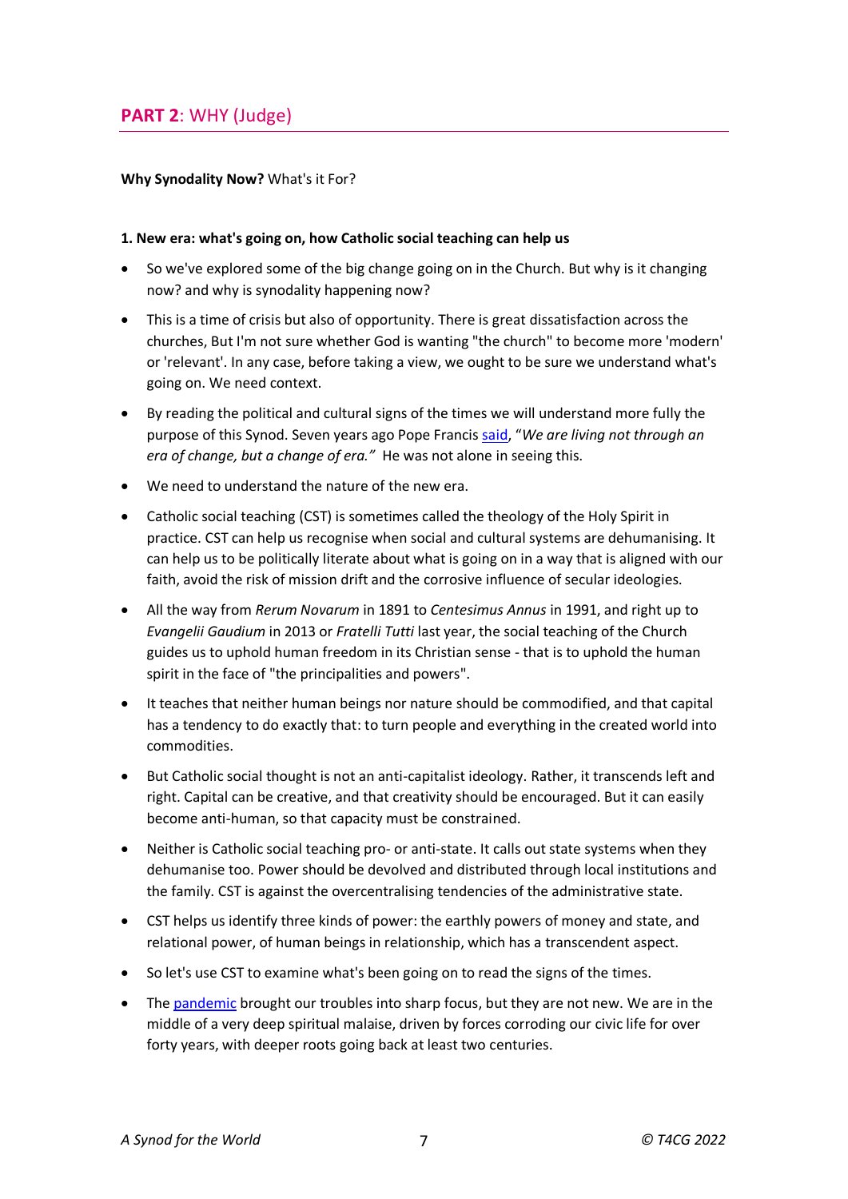## **PART 2**: WHY (Judge)

**Why Synodality Now?** What's it For?

**1. New era: what's going on, how Catholic social teaching can help us**

- So we've explored some of the big change going on in the Church. But why is it changing now? and why is synodality happening now?
- This is a time of crisis but also of opportunity. There is great dissatisfaction across the churches, But I'm not sure whether God is wanting "the church" to become more 'modern' or 'relevant'. In any case, before taking a view, we ought to be sure we understand what's going on. We need context.
- By reading the political and cultural signs of the times we will understand more fully the purpose of this Synod. Seven years ago Pope Francis said, "*We are living not through an era of change, but a change of era.*" He was not alone in seeing this.
- We need to understand the nature of the new era.
- Catholic social teaching (CST) is sometimes called the theology of the Holy Spirit in practice. CST can help us recognise when social and cultural systems are dehumanising. It can help us to be politically literate about what is going on in a way that is aligned with our faith, avoid the risk of mission drift and the corrosive influence of secular ideologies.
- All the way from *Rerum Novarum* in 1891 to *Centesimus Annus* in 1991, and right up to *Evangelii Gaudium* in 2013 or *Fratelli Tutti* last year, the social teaching of the Church guides us to uphold human freedom in its Christian sense - that is to uphold the human spirit in the face of "the principalities and powers".
- It teaches that neither human beings nor nature should be commodified, and that capital has a tendency to do exactly that: to turn people and everything in the created world into commodities.
- But Catholic social thought is not an anti-capitalist ideology. Rather, it transcends left and right. Capital can be creative, and that creativity should be encouraged. But it can easily become anti-human, so that capacity must be constrained.
- Neither is Catholic social teaching pro- or anti-state. It calls out state systems when they dehumanise too. Power should be devolved and distributed through local institutions and the family. CST is against the overcentralising tendencies of the administrative state.
- CST helps us identify three kinds of power: the earthly powers of money and state, and relational power, of human beings in relationship, which has a transcendent aspect.
- So let's use CST to examine what's been going on to read the signs of the times.
- The pandemic brought our troubles into sharp focus, but they are not new. We are in the middle of a very deep spiritual malaise, driven by forces corroding our civic life for over forty years, with deeper roots going back at least two centuries.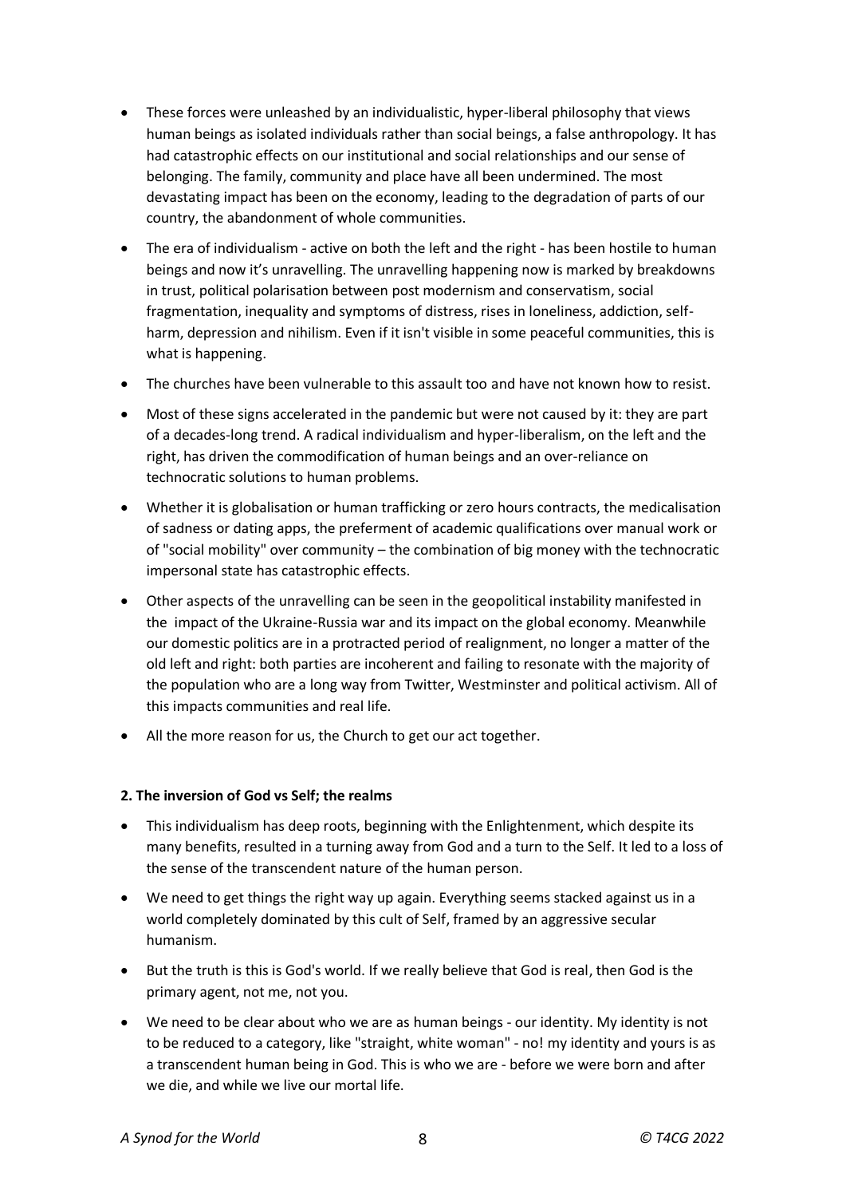- These forces were unleashed by an individualistic, hyper-liberal philosophy that views human beings as isolated individuals rather than social beings, a false anthropology. It has had catastrophic effects on our institutional and social relationships and our sense of belonging. The family, community and place have all been undermined. The most devastating impact has been on the economy, leading to the degradation of parts of our country, the abandonment of whole communities.
- The era of individualism - active on both the left and the right - has been hostile to human beings and now it's unravelling. The unravelling happening now is marked by breakdowns in trust, political polarisation between post modernism and conservatism, social fragmentation, inequality and symptoms of distress, rises in loneliness, addiction, self-harm, depression and nihilism. Even if it isn't visible in some peaceful communities, this is what is happening.
- The churches have been vulnerable to this assault too and have not known how to resist.
- Most of these signs accelerated in the pandemic but were not caused by it: they are part of a decades-long trend. A radical individualism and hyper-liberalism, on the left and the right, has driven the commodification of human beings and an over-reliance on technocratic solutions to human problems.
- Whether it is globalisation or human trafficking or zero hours contracts, the medicalisation of sadness or dating apps, the preferment of academic qualifications over manual work or of "social mobility" over community – the combination of big money with the technocratic impersonal state has catastrophic effects.
- Other aspects of the unravelling can be seen in the geopolitical instability manifested in the impact of the Ukraine-Russia war and its impact on the global economy. Meanwhile our domestic politics are in a protracted period of realignment, no longer a matter of the old left and right: both parties are incoherent and failing to resonate with the majority of the population who are a long way from Twitter, Westminster and political activism. All of this impacts communities and real life.
- All the more reason for us, the Church to get our act together.

**2. The inversion of God vs Self; the realms**

- This individualism has deep roots, beginning with the Enlightenment, which despite its many benefits, resulted in a turning away from God and a turn to the Self. It led to a loss of the sense of the transcendent nature of the human person.
- We need to get things the right way up again. Everything seems stacked against us in a world completely dominated by this cult of Self, framed by an aggressive secular humanism.
- But the truth is this is God's world. If we really believe that God is real, then God is the primary agent, not me, not you.
- We need to be clear about who we are as human beings - our identity. My identity is not to be reduced to a category, like "straight, white woman" - no! my identity and yours is as a transcendent human being in God. This is who we are - before we were born and after we die, and while we live our mortal life.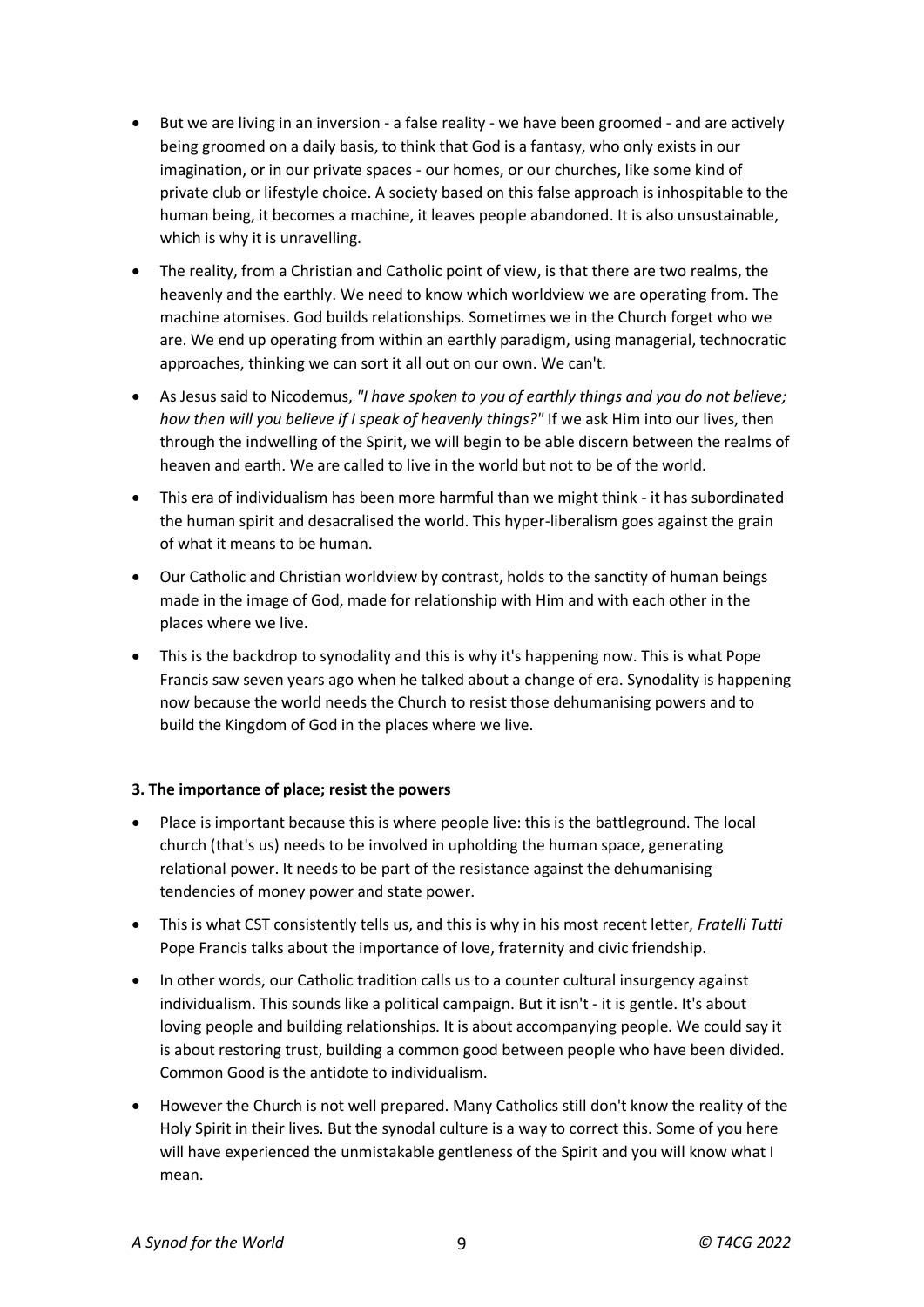- But we are living in an inversion - a false reality - we have been groomed - and are actively being groomed on a daily basis, to think that God is a fantasy, who only exists in our imagination, or in our private spaces - our homes, or our churches, like some kind of private club or lifestyle choice. A society based on this false approach is inhospitable to the human being, it becomes a machine, it leaves people abandoned. It is also unsustainable, which is why it is unravelling.
- The reality, from a Christian and Catholic point of view, is that there are two realms, the heavenly and the earthly. We need to know which worldview we are operating from. The machine atomises. God builds relationships. Sometimes we in the Church forget who we are. We end up operating from within an earthly paradigm, using managerial, technocratic approaches, thinking we can sort it all out on our own. We can't.
- As Jesus said to Nicodemus, *"I have spoken to you of earthly things and you do not believe; how then will you believe if I speak of heavenly things?"* If we ask Him into our lives, then through the indwelling of the Spirit, we will begin to be able discern between the realms of heaven and earth. We are called to live in the world but not to be of the world.
- This era of individualism has been more harmful than we might think - it has subordinated the human spirit and desacralised the world. This hyper-liberalism goes against the grain of what it means to be human.
- Our Catholic and Christian worldview by contrast, holds to the sanctity of human beings made in the image of God, made for relationship with Him and with each other in the places where we live.
- This is the backdrop to synodality and this is why it's happening now. This is what Pope Francis saw seven years ago when he talked about a change of era. Synodality is happening now because the world needs the Church to resist those dehumanising powers and to build the Kingdom of God in the places where we live.

**3. The importance of place; resist the powers**

- Place is important because this is where people live: this is the battleground. The local church (that's us) needs to be involved in upholding the human space, generating relational power. It needs to be part of the resistance against the dehumanising tendencies of money power and state power.
- This is what CST consistently tells us, and this is why in his most recent letter, *Fratelli Tutti* Pope Francis talks about the importance of love, fraternity and civic friendship.
- In other words, our Catholic tradition calls us to a counter cultural insurgency against individualism. This sounds like a political campaign. But it isn't - it is gentle. It's about loving people and building relationships. It is about accompanying people. We could say it is about restoring trust, building a common good between people who have been divided. Common Good is the antidote to individualism.
- However the Church is not well prepared. Many Catholics still don't know the reality of the Holy Spirit in their lives. But the synodal culture is a way to correct this. Some of you here will have experienced the unmistakable gentleness of the Spirit and you will know what I mean.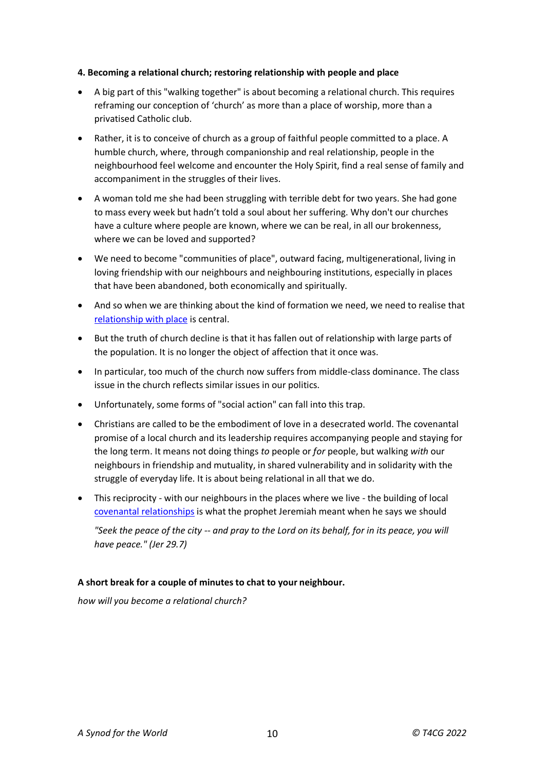**4. Becoming a relational church; restoring relationship with people and place**

- A big part of this "walking together" is about becoming a relational church. This requires reframing our conception of 'church' as more than a place of worship, more than a privatised Catholic club.
- Rather, it is to conceive of church as a group of faithful people committed to a place. A humble church, where, through companionship and real relationship, people in the neighbourhood feel welcome and encounter the Holy Spirit, find a real sense of family and accompaniment in the struggles of their lives.
- A woman told me she had been struggling with terrible debt for two years. She had gone to mass every week but hadn't told a soul about her suffering. Why don't our churches have a culture where people are known, where we can be real, in all our brokenness, where we can be loved and supported?
- We need to become "communities of place", outward facing, multigenerational, living in loving friendship with our neighbours and neighbouring institutions, especially in places that have been abandoned, both economically and spiritually.
- And so when we are thinking about the kind of formation we need, we need to realise that relationship with place is central.
- But the truth of church decline is that it has fallen out of relationship with large parts of the population. It is no longer the object of affection that it once was.
- In particular, too much of the church now suffers from middle-class dominance. The class issue in the church reflects similar issues in our politics.
- Unfortunately, some forms of "social action" can fall into this trap.
- Christians are called to be the embodiment of love in a desecrated world. The covenantal promise of a local church and its leadership requires accompanying people and staying for the long term. It means not doing things *to* people or *for* people, but walking *with* our neighbours in friendship and mutuality, in shared vulnerability and in solidarity with the struggle of everyday life. It is about being relational in all that we do.
- This reciprocity - with our neighbours in the places where we live - the building of local covenantal relationships is what the prophet Jeremiah meant when he says we should

  *"Seek the peace of the city -- and pray to the Lord on its behalf, for in its peace, you will have peace." (Jer 29.7)*

**A short break for a couple of minutes to chat to your neighbour.**

*how will you become a relational church?*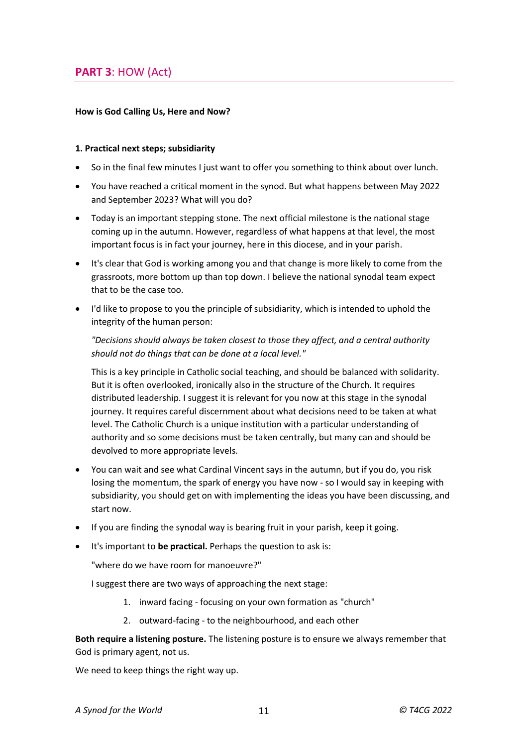## **PART 3**: HOW (Act)

**How is God Calling Us, Here and Now?**

**1. Practical next steps; subsidiarity**

- So in the final few minutes I just want to offer you something to think about over lunch.
- You have reached a critical moment in the synod. But what happens between May 2022 and September 2023? What will you do?
- Today is an important stepping stone. The next official milestone is the national stage coming up in the autumn. However, regardless of what happens at that level, the most important focus is in fact your journey, here in this diocese, and in your parish.
- It's clear that God is working among you and that change is more likely to come from the grassroots, more bottom up than top down. I believe the national synodal team expect that to be the case too.
- I'd like to propose to you the principle of subsidiarity, which is intended to uphold the integrity of the human person:

  *"Decisions should always be taken closest to those they affect, and a central authority should not do things that can be done at a local level."*

  This is a key principle in Catholic social teaching, and should be balanced with solidarity. But it is often overlooked, ironically also in the structure of the Church. It requires distributed leadership. I suggest it is relevant for you now at this stage in the synodal journey. It requires careful discernment about what decisions need to be taken at what level. The Catholic Church is a unique institution with a particular understanding of authority and so some decisions must be taken centrally, but many can and should be devolved to more appropriate levels.

- You can wait and see what Cardinal Vincent says in the autumn, but if you do, you risk losing the momentum, the spark of energy you have now - so I would say in keeping with subsidiarity, you should get on with implementing the ideas you have been discussing, and start now.
- If you are finding the synodal way is bearing fruit in your parish, keep it going.
- It's important to **be practical.** Perhaps the question to ask is:

  "where do we have room for manoeuvre?"

  I suggest there are two ways of approaching the next stage:

  1. inward facing - focusing on your own formation as "church"
  2. outward-facing - to the neighbourhood, and each other

**Both require a listening posture.** The listening posture is to ensure we always remember that God is primary agent, not us.

We need to keep things the right way up.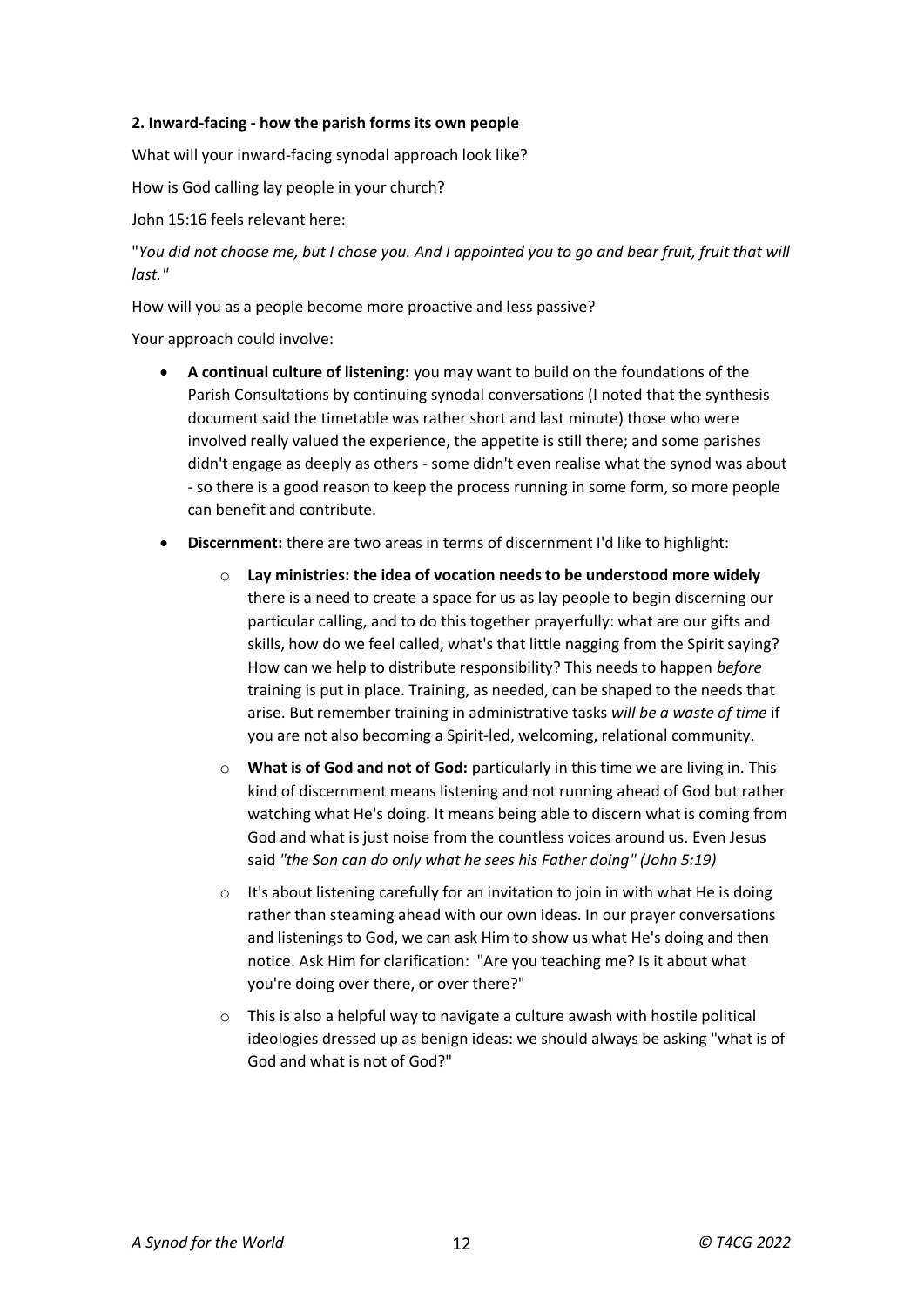**2. Inward-facing - how the parish forms its own people**

What will your inward-facing synodal approach look like?

How is God calling lay people in your church?

John 15:16 feels relevant here:

"*You did not choose me, but I chose you. And I appointed you to go and bear fruit, fruit that will last."*

How will you as a people become more proactive and less passive?

Your approach could involve:

- **A continual culture of listening:** you may want to build on the foundations of the Parish Consultations by continuing synodal conversations (I noted that the synthesis document said the timetable was rather short and last minute) those who were involved really valued the experience, the appetite is still there; and some parishes didn't engage as deeply as others - some didn't even realise what the synod was about - so there is a good reason to keep the process running in some form, so more people can benefit and contribute.
- **Discernment:** there are two areas in terms of discernment I'd like to highlight:
    - **Lay ministries: the idea of vocation needs to be understood more widely** there is a need to create a space for us as lay people to begin discerning our particular calling, and to do this together prayerfully: what are our gifts and skills, how do we feel called, what's that little nagging from the Spirit saying? How can we help to distribute responsibility? This needs to happen *before* training is put in place. Training, as needed, can be shaped to the needs that arise. But remember training in administrative tasks *will be a waste of time* if you are not also becoming a Spirit-led, welcoming, relational community.
    - **What is of God and not of God:** particularly in this time we are living in. This kind of discernment means listening and not running ahead of God but rather watching what He's doing. It means being able to discern what is coming from God and what is just noise from the countless voices around us. Even Jesus said *"the Son can do only what he sees his Father doing" (John 5:19)*
    - It's about listening carefully for an invitation to join in with what He is doing rather than steaming ahead with our own ideas. In our prayer conversations and listenings to God, we can ask Him to show us what He's doing and then notice. Ask Him for clarification: "Are you teaching me? Is it about what you're doing over there, or over there?"
    - This is also a helpful way to navigate a culture awash with hostile political ideologies dressed up as benign ideas: we should always be asking "what is of God and what is not of God?"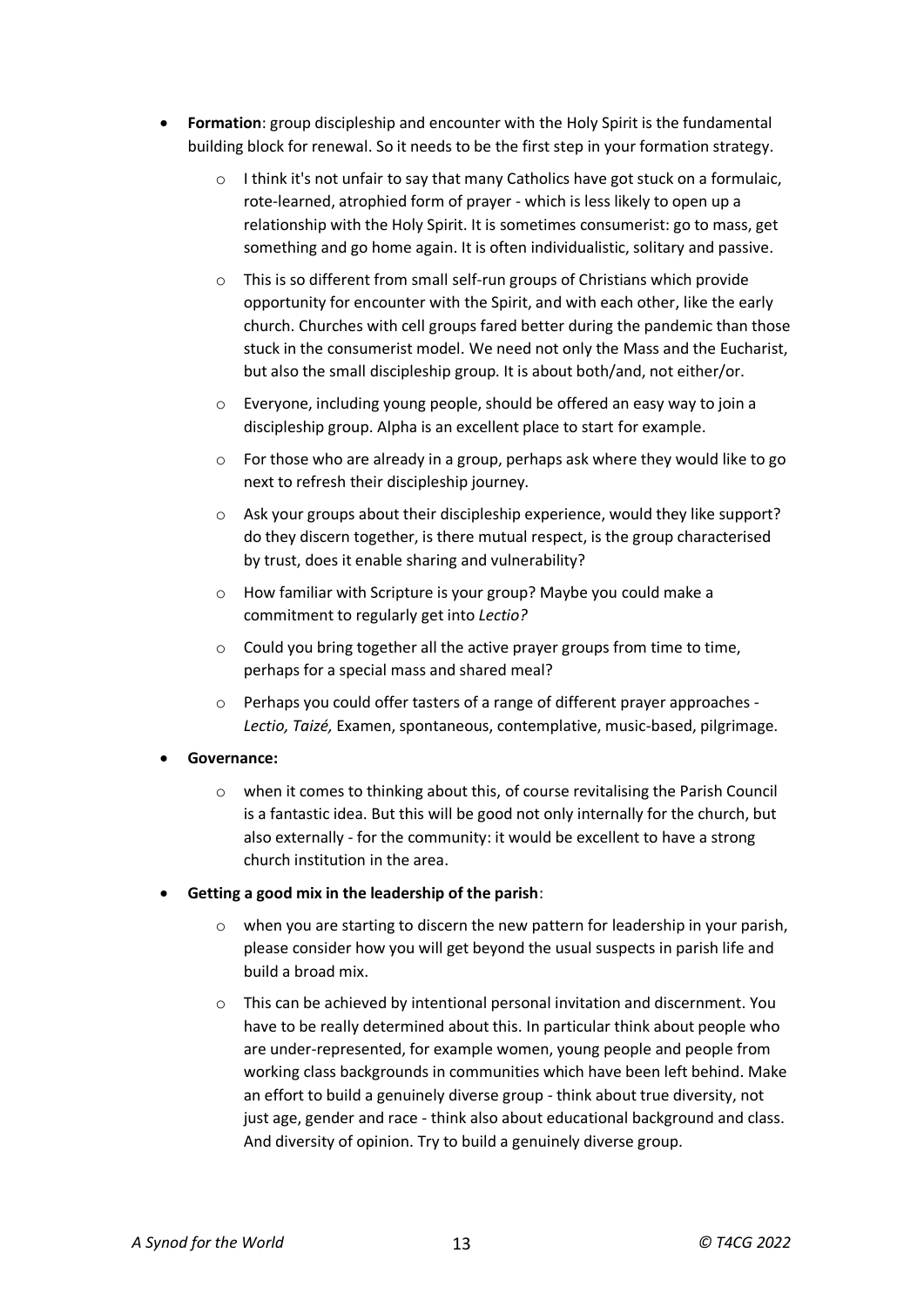- **Formation**: group discipleship and encounter with the Holy Spirit is the fundamental building block for renewal. So it needs to be the first step in your formation strategy.
    - I think it's not unfair to say that many Catholics have got stuck on a formulaic, rote-learned, atrophied form of prayer - which is less likely to open up a relationship with the Holy Spirit. It is sometimes consumerist: go to mass, get something and go home again. It is often individualistic, solitary and passive.
    - This is so different from small self-run groups of Christians which provide opportunity for encounter with the Spirit, and with each other, like the early church. Churches with cell groups fared better during the pandemic than those stuck in the consumerist model. We need not only the Mass and the Eucharist, but also the small discipleship group. It is about both/and, not either/or.
    - Everyone, including young people, should be offered an easy way to join a discipleship group. Alpha is an excellent place to start for example.
    - For those who are already in a group, perhaps ask where they would like to go next to refresh their discipleship journey.
    - Ask your groups about their discipleship experience, would they like support? do they discern together, is there mutual respect, is the group characterised by trust, does it enable sharing and vulnerability?
    - How familiar with Scripture is your group? Maybe you could make a commitment to regularly get into *Lectio?*
    - Could you bring together all the active prayer groups from time to time, perhaps for a special mass and shared meal?
    - Perhaps you could offer tasters of a range of different prayer approaches - *Lectio, Taizé,* Examen, spontaneous, contemplative, music-based, pilgrimage.
- **Governance:**
    - when it comes to thinking about this, of course revitalising the Parish Council is a fantastic idea. But this will be good not only internally for the church, but also externally - for the community: it would be excellent to have a strong church institution in the area.
- **Getting a good mix in the leadership of the parish**:
    - when you are starting to discern the new pattern for leadership in your parish, please consider how you will get beyond the usual suspects in parish life and build a broad mix.
    - This can be achieved by intentional personal invitation and discernment. You have to be really determined about this. In particular think about people who are under-represented, for example women, young people and people from working class backgrounds in communities which have been left behind. Make an effort to build a genuinely diverse group - think about true diversity, not just age, gender and race - think also about educational background and class. And diversity of opinion. Try to build a genuinely diverse group.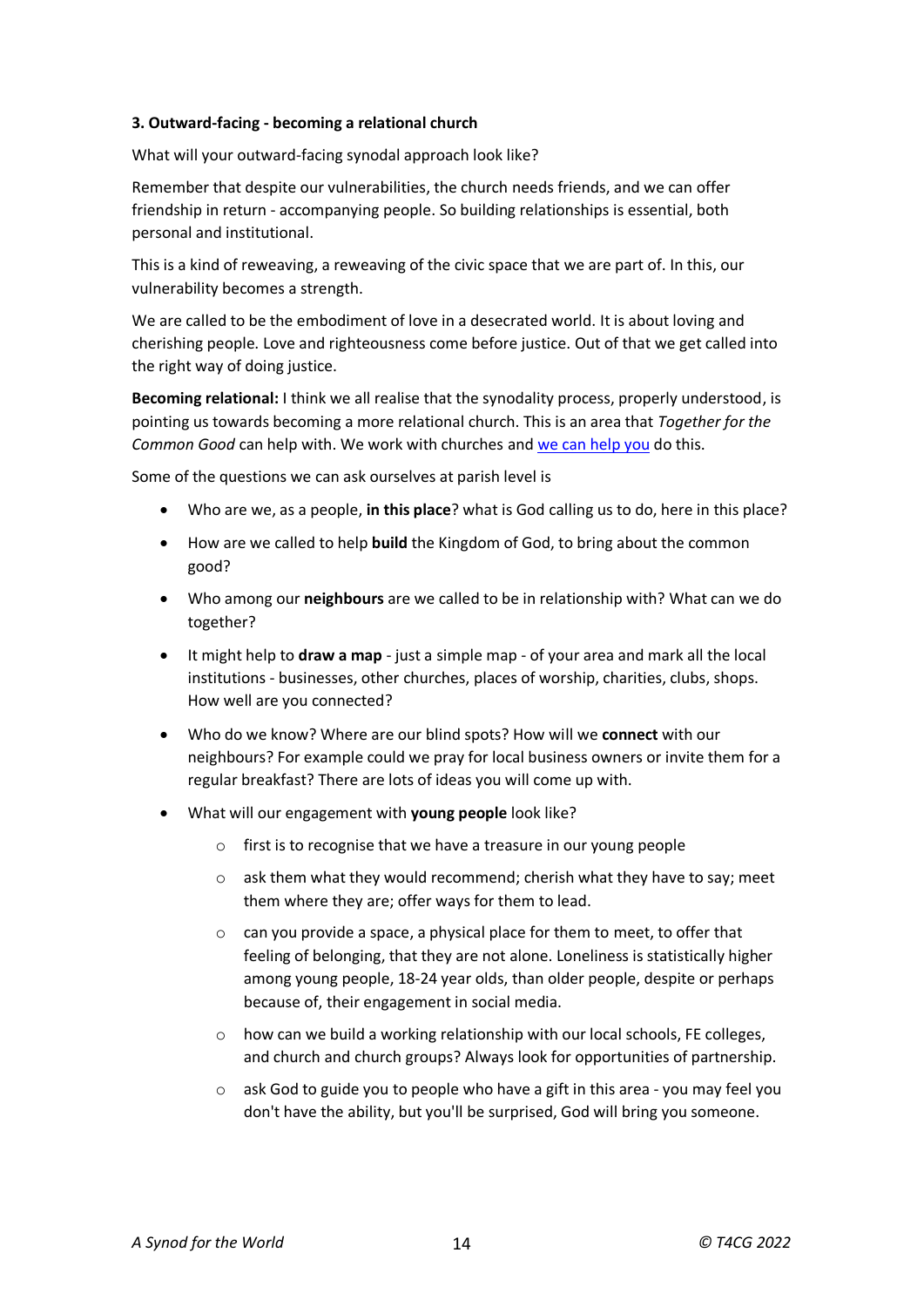**3. Outward-facing - becoming a relational church**

What will your outward-facing synodal approach look like?

Remember that despite our vulnerabilities, the church needs friends, and we can offer friendship in return - accompanying people. So building relationships is essential, both personal and institutional.

This is a kind of reweaving, a reweaving of the civic space that we are part of. In this, our vulnerability becomes a strength.

We are called to be the embodiment of love in a desecrated world. It is about loving and cherishing people. Love and righteousness come before justice. Out of that we get called into the right way of doing justice.

**Becoming relational:** I think we all realise that the synodality process, properly understood, is pointing us towards becoming a more relational church. This is an area that *Together for the Common Good* can help with. We work with churches and we can help you do this.

Some of the questions we can ask ourselves at parish level is

- Who are we, as a people, **in this place**? what is God calling us to do, here in this place?
- How are we called to help **build** the Kingdom of God, to bring about the common good?
- Who among our **neighbours** are we called to be in relationship with? What can we do together?
- It might help to **draw a map** - just a simple map - of your area and mark all the local institutions - businesses, other churches, places of worship, charities, clubs, shops. How well are you connected?
- Who do we know? Where are our blind spots? How will we **connect** with our neighbours? For example could we pray for local business owners or invite them for a regular breakfast? There are lots of ideas you will come up with.
- What will our engagement with **young people** look like?
    - first is to recognise that we have a treasure in our young people
    - ask them what they would recommend; cherish what they have to say; meet them where they are; offer ways for them to lead.
    - can you provide a space, a physical place for them to meet, to offer that feeling of belonging, that they are not alone. Loneliness is statistically higher among young people, 18-24 year olds, than older people, despite or perhaps because of, their engagement in social media.
    - how can we build a working relationship with our local schools, FE colleges, and church and church groups? Always look for opportunities of partnership.
    - ask God to guide you to people who have a gift in this area - you may feel you don't have the ability, but you'll be surprised, God will bring you someone.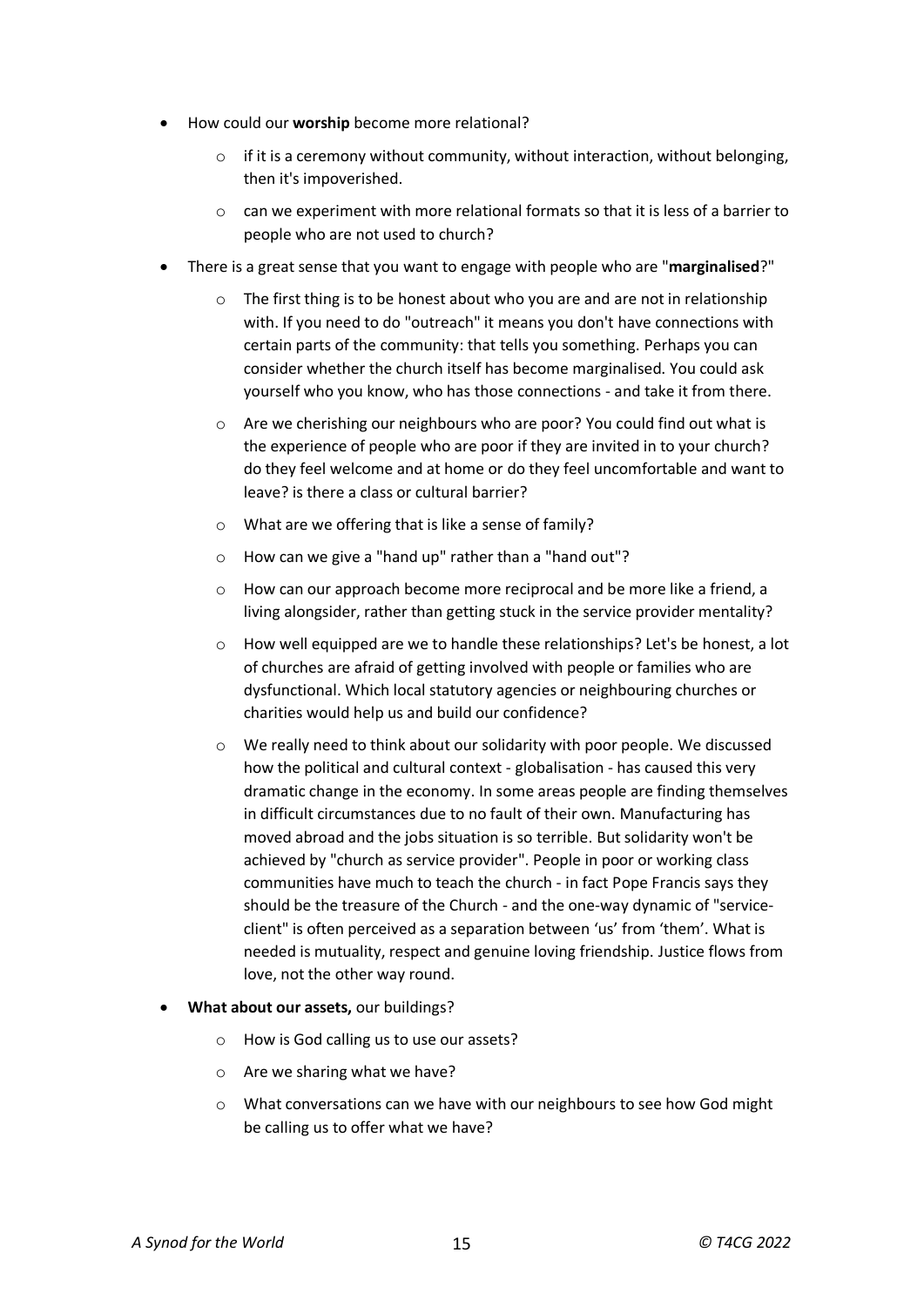- How could our **worship** become more relational?
    - if it is a ceremony without community, without interaction, without belonging, then it's impoverished.
    - can we experiment with more relational formats so that it is less of a barrier to people who are not used to church?
- There is a great sense that you want to engage with people who are "**marginalised**?"
    - The first thing is to be honest about who you are and are not in relationship with. If you need to do "outreach" it means you don't have connections with certain parts of the community: that tells you something. Perhaps you can consider whether the church itself has become marginalised. You could ask yourself who you know, who has those connections - and take it from there.
    - Are we cherishing our neighbours who are poor? You could find out what is the experience of people who are poor if they are invited in to your church? do they feel welcome and at home or do they feel uncomfortable and want to leave? is there a class or cultural barrier?
    - What are we offering that is like a sense of family?
    - How can we give a "hand up" rather than a "hand out"?
    - How can our approach become more reciprocal and be more like a friend, a living alongsider, rather than getting stuck in the service provider mentality?
    - How well equipped are we to handle these relationships? Let's be honest, a lot of churches are afraid of getting involved with people or families who are dysfunctional. Which local statutory agencies or neighbouring churches or charities would help us and build our confidence?
    - We really need to think about our solidarity with poor people. We discussed how the political and cultural context - globalisation - has caused this very dramatic change in the economy. In some areas people are finding themselves in difficult circumstances due to no fault of their own. Manufacturing has moved abroad and the jobs situation is so terrible. But solidarity won't be achieved by "church as service provider". People in poor or working class communities have much to teach the church - in fact Pope Francis says they should be the treasure of the Church - and the one-way dynamic of "service-client" is often perceived as a separation between 'us' from 'them'. What is needed is mutuality, respect and genuine loving friendship. Justice flows from love, not the other way round.
- **What about our assets,** our buildings?
    - How is God calling us to use our assets?
    - Are we sharing what we have?
    - What conversations can we have with our neighbours to see how God might be calling us to offer what we have?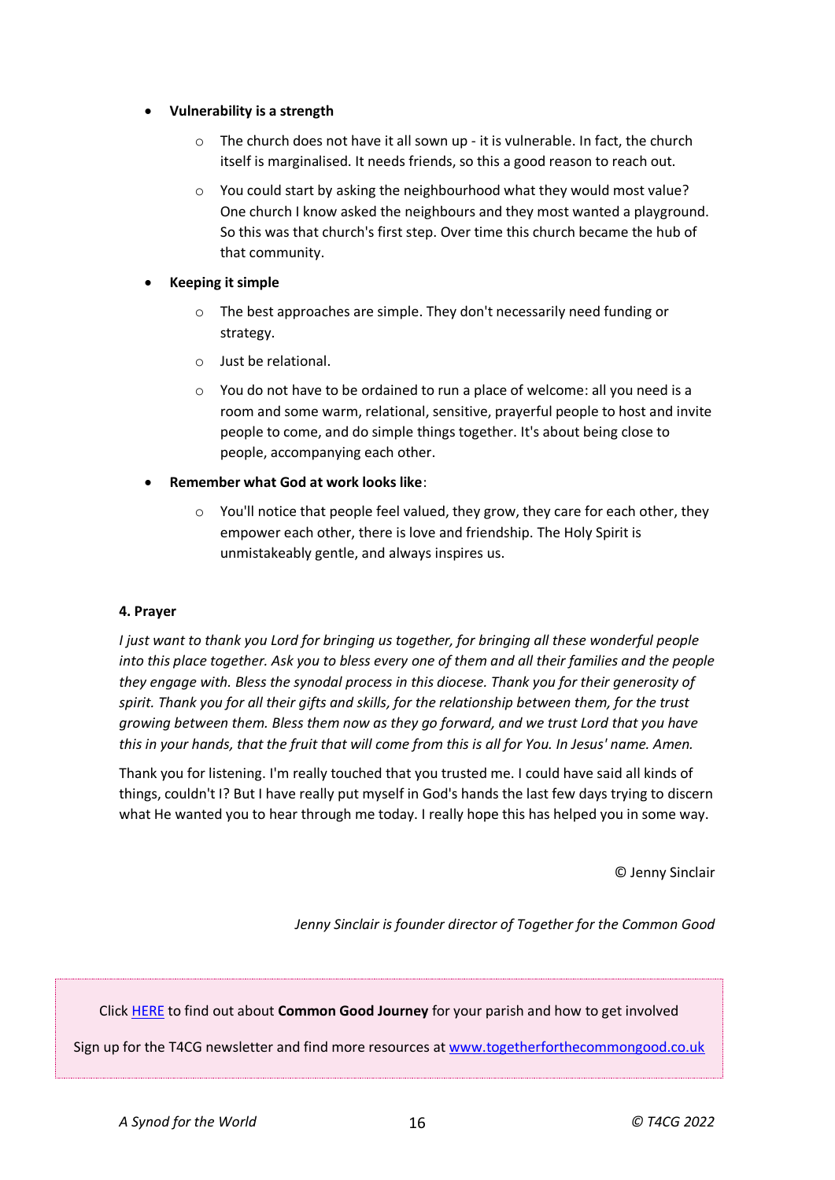- **Vulnerability is a strength**
  - The church does not have it all sown up - it is vulnerable. In fact, the church itself is marginalised. It needs friends, so this a good reason to reach out.
  - You could start by asking the neighbourhood what they would most value? One church I know asked the neighbours and they most wanted a playground. So this was that church's first step. Over time this church became the hub of that community.
- **Keeping it simple**
  - The best approaches are simple. They don't necessarily need funding or strategy.
  - Just be relational.
  - You do not have to be ordained to run a place of welcome: all you need is a room and some warm, relational, sensitive, prayerful people to host and invite people to come, and do simple things together. It's about being close to people, accompanying each other.
- **Remember what God at work looks like**:
  - You'll notice that people feel valued, they grow, they care for each other, they empower each other, there is love and friendship. The Holy Spirit is unmistakeably gentle, and always inspires us.

**4. Prayer**

*I just want to thank you Lord for bringing us together, for bringing all these wonderful people into this place together. Ask you to bless every one of them and all their families and the people they engage with. Bless the synodal process in this diocese. Thank you for their generosity of spirit. Thank you for all their gifts and skills, for the relationship between them, for the trust growing between them. Bless them now as they go forward, and we trust Lord that you have this in your hands, that the fruit that will come from this is all for You. In Jesus' name. Amen.*

Thank you for listening. I'm really touched that you trusted me. I could have said all kinds of things, couldn't I? But I have really put myself in God's hands the last few days trying to discern what He wanted you to hear through me today. I really hope this has helped you in some way.

© Jenny Sinclair

*Jenny Sinclair is founder director of Together for the Common Good*

Click HERE to find out about **Common Good Journey** for your parish and how to get involved

Sign up for the T4CG newsletter and find more resources at www.togetherforthecommongood.co.uk